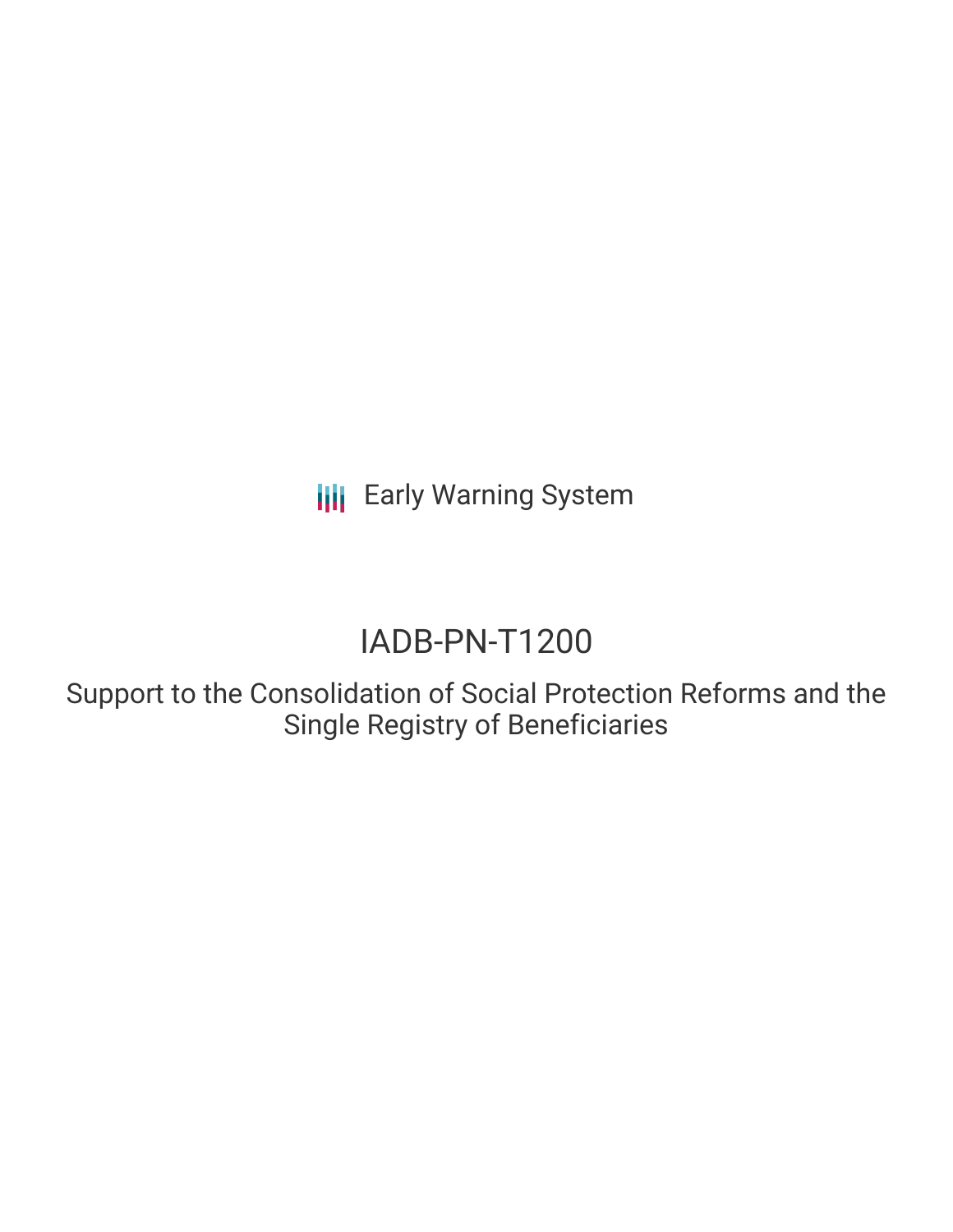Early Warning System

# IADB-PN-T1200

## Support to the Consolidation of Social Protection Reforms and the Single Registry of Beneficiaries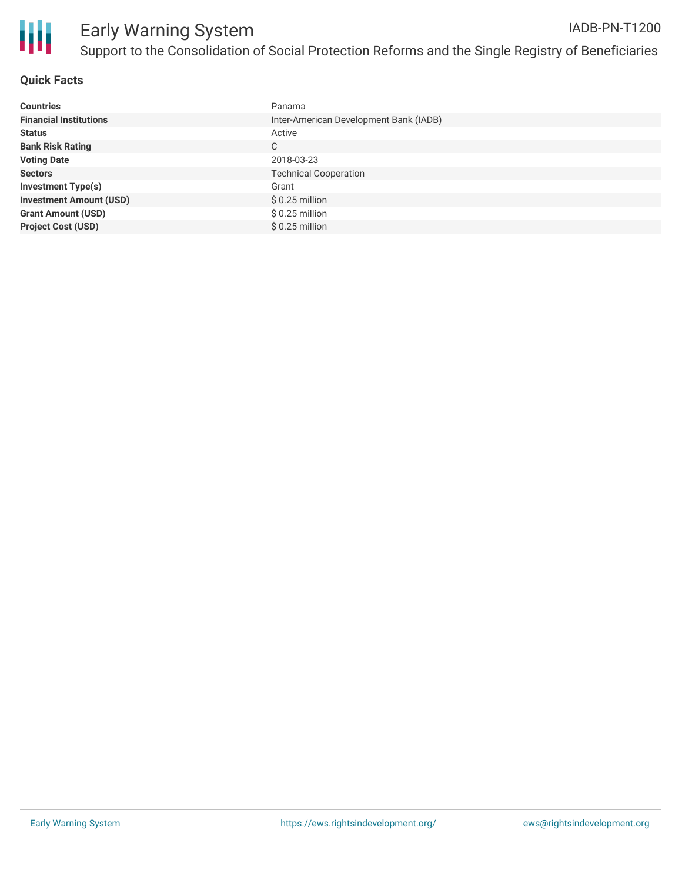## Quick Facts

| | |
|---|---|
| **Countries** | Panama |
| **Financial Institutions** | Inter-American Development Bank (IADB) |
| **Status** | Active |
| **Bank Risk Rating** | C |
| **Voting Date** | 2018-03-23 |
| **Sectors** | Technical Cooperation |
| **Investment Type(s)** | Grant |
| **Investment Amount (USD)** | $ 0.25 million |
| **Grant Amount (USD)** | $ 0.25 million |
| **Project Cost (USD)** | $ 0.25 million |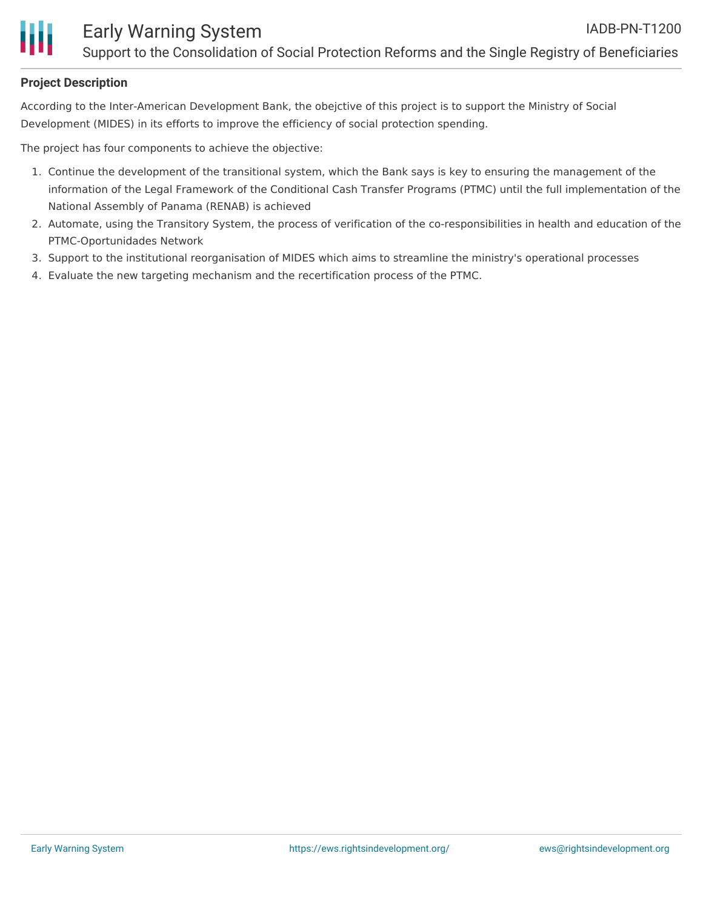**Project Description**

According to the Inter-American Development Bank, the obejctive of this project is to support the Ministry of Social Development (MIDES) in its efforts to improve the efficiency of social protection spending.

The project has four components to achieve the objective:

1. Continue the development of the transitional system, which the Bank says is key to ensuring the management of the information of the Legal Framework of the Conditional Cash Transfer Programs (PTMC) until the full implementation of the National Assembly of Panama (RENAB) is achieved
2. Automate, using the Transitory System, the process of verification of the co-responsibilities in health and education of the PTMC-Oportunidades Network
3. Support to the institutional reorganisation of MIDES which aims to streamline the ministry's operational processes
4. Evaluate the new targeting mechanism and the recertification process of the PTMC.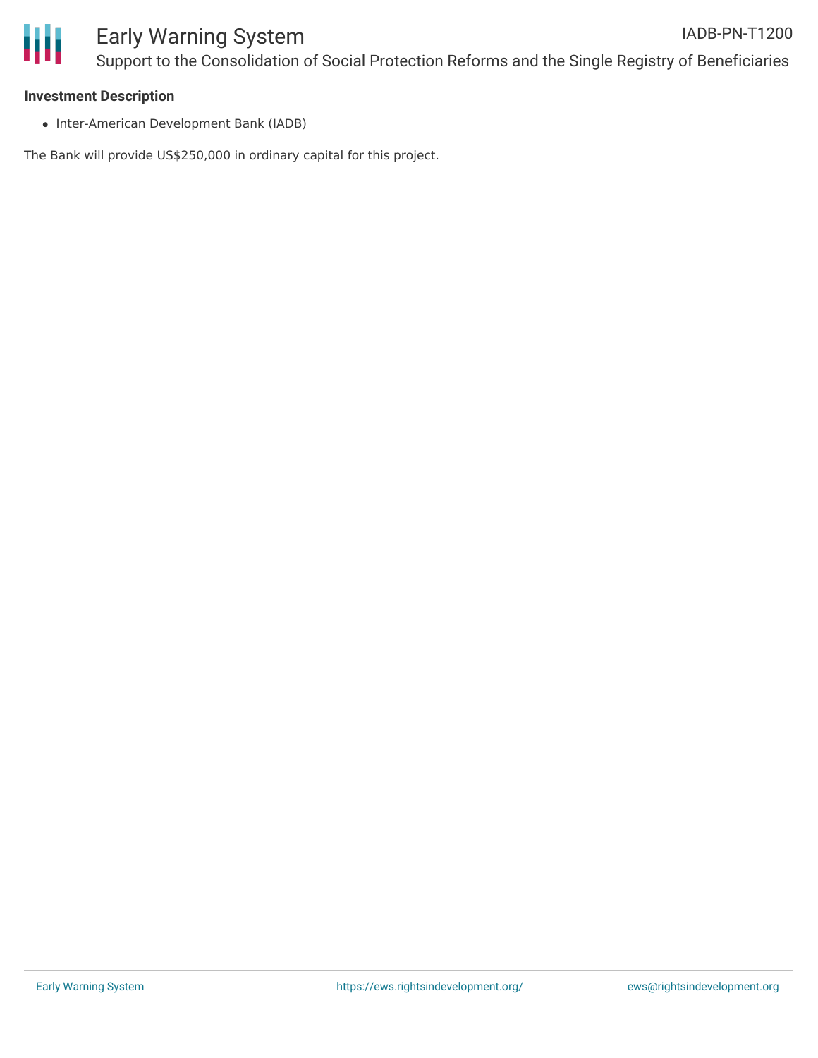**Investment Description**

- Inter-American Development Bank (IADB)

The Bank will provide US$250,000 in ordinary capital for this project.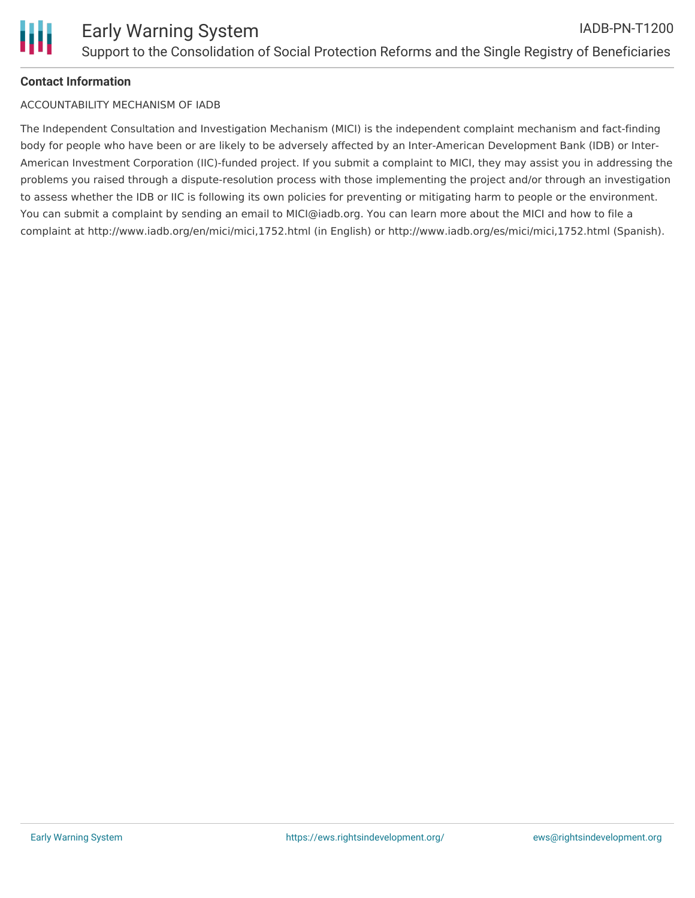**Contact Information**

ACCOUNTABILITY MECHANISM OF IADB

The Independent Consultation and Investigation Mechanism (MICI) is the independent complaint mechanism and fact-finding body for people who have been or are likely to be adversely affected by an Inter-American Development Bank (IDB) or Inter-American Investment Corporation (IIC)-funded project. If you submit a complaint to MICI, they may assist you in addressing the problems you raised through a dispute-resolution process with those implementing the project and/or through an investigation to assess whether the IDB or IIC is following its own policies for preventing or mitigating harm to people or the environment. You can submit a complaint by sending an email to MICI@iadb.org. You can learn more about the MICI and how to file a complaint at http://www.iadb.org/en/mici/mici,1752.html (in English) or http://www.iadb.org/es/mici/mici,1752.html (Spanish).